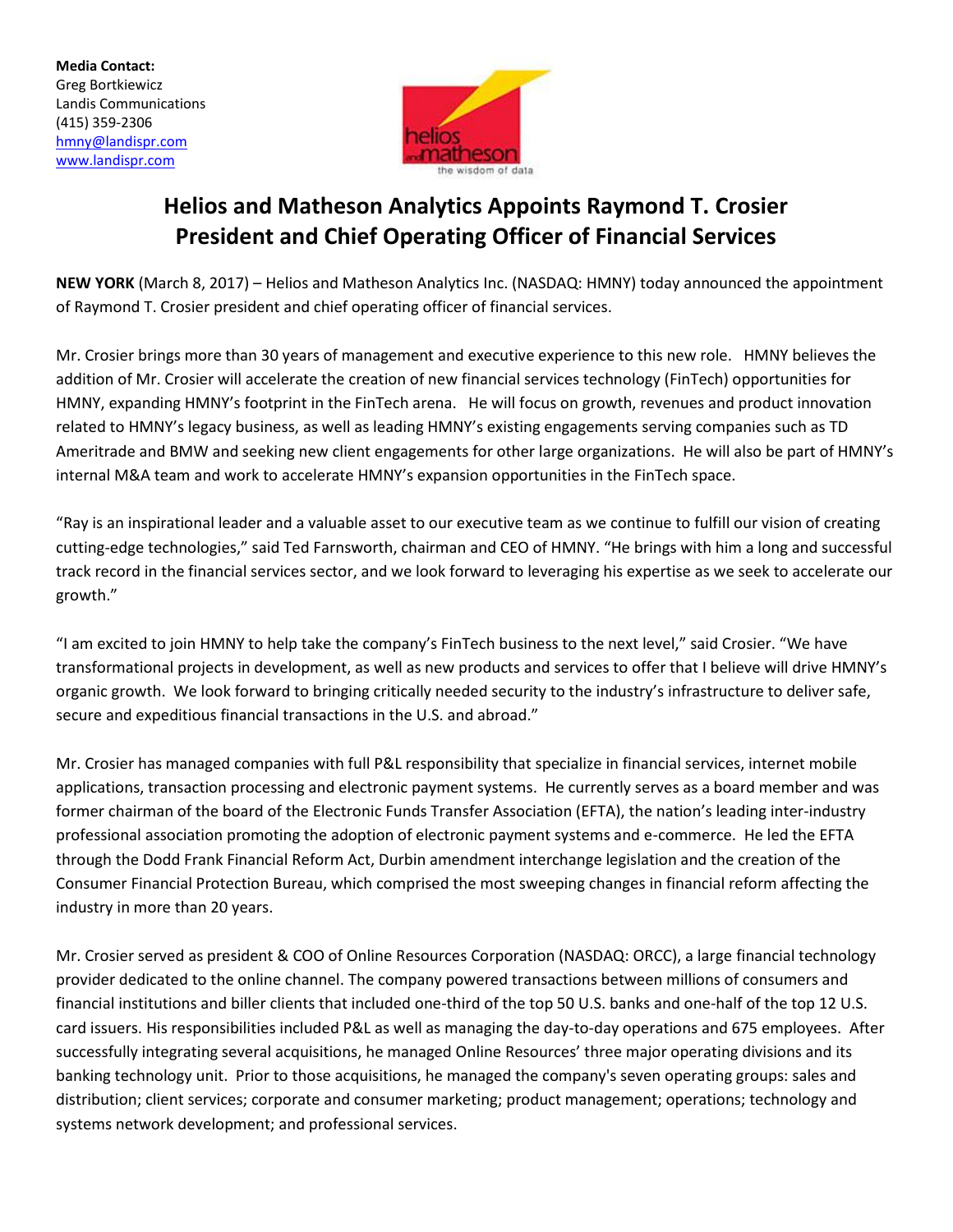**Media Contact:**
Greg Bortkiewicz
Landis Communications
(415) 359-2306
[hmny@landispr.com](mailto:hmny@landispr.com)
[www.landispr.com](http://www.landispr.com)

# Helios and Matheson Analytics Appoints Raymond T. Crosier President and Chief Operating Officer of Financial Services

**NEW YORK** (March 8, 2017) – Helios and Matheson Analytics Inc. (NASDAQ: HMNY) today announced the appointment of Raymond T. Crosier president and chief operating officer of financial services.

Mr. Crosier brings more than 30 years of management and executive experience to this new role. HMNY believes the addition of Mr. Crosier will accelerate the creation of new financial services technology (FinTech) opportunities for HMNY, expanding HMNY's footprint in the FinTech arena. He will focus on growth, revenues and product innovation related to HMNY's legacy business, as well as leading HMNY's existing engagements serving companies such as TD Ameritrade and BMW and seeking new client engagements for other large organizations. He will also be part of HMNY's internal M&A team and work to accelerate HMNY's expansion opportunities in the FinTech space.

"Ray is an inspirational leader and a valuable asset to our executive team as we continue to fulfill our vision of creating cutting-edge technologies," said Ted Farnsworth, chairman and CEO of HMNY. "He brings with him a long and successful track record in the financial services sector, and we look forward to leveraging his expertise as we seek to accelerate our growth."

"I am excited to join HMNY to help take the company's FinTech business to the next level," said Crosier. "We have transformational projects in development, as well as new products and services to offer that I believe will drive HMNY's organic growth. We look forward to bringing critically needed security to the industry's infrastructure to deliver safe, secure and expeditious financial transactions in the U.S. and abroad."

Mr. Crosier has managed companies with full P&L responsibility that specialize in financial services, internet mobile applications, transaction processing and electronic payment systems. He currently serves as a board member and was former chairman of the board of the Electronic Funds Transfer Association (EFTA), the nation's leading inter-industry professional association promoting the adoption of electronic payment systems and e-commerce. He led the EFTA through the Dodd Frank Financial Reform Act, Durbin amendment interchange legislation and the creation of the Consumer Financial Protection Bureau, which comprised the most sweeping changes in financial reform affecting the industry in more than 20 years.

Mr. Crosier served as president & COO of Online Resources Corporation (NASDAQ: ORCC), a large financial technology provider dedicated to the online channel. The company powered transactions between millions of consumers and financial institutions and biller clients that included one-third of the top 50 U.S. banks and one-half of the top 12 U.S. card issuers. His responsibilities included P&L as well as managing the day-to-day operations and 675 employees. After successfully integrating several acquisitions, he managed Online Resources' three major operating divisions and its banking technology unit. Prior to those acquisitions, he managed the company's seven operating groups: sales and distribution; client services; corporate and consumer marketing; product management; operations; technology and systems network development; and professional services.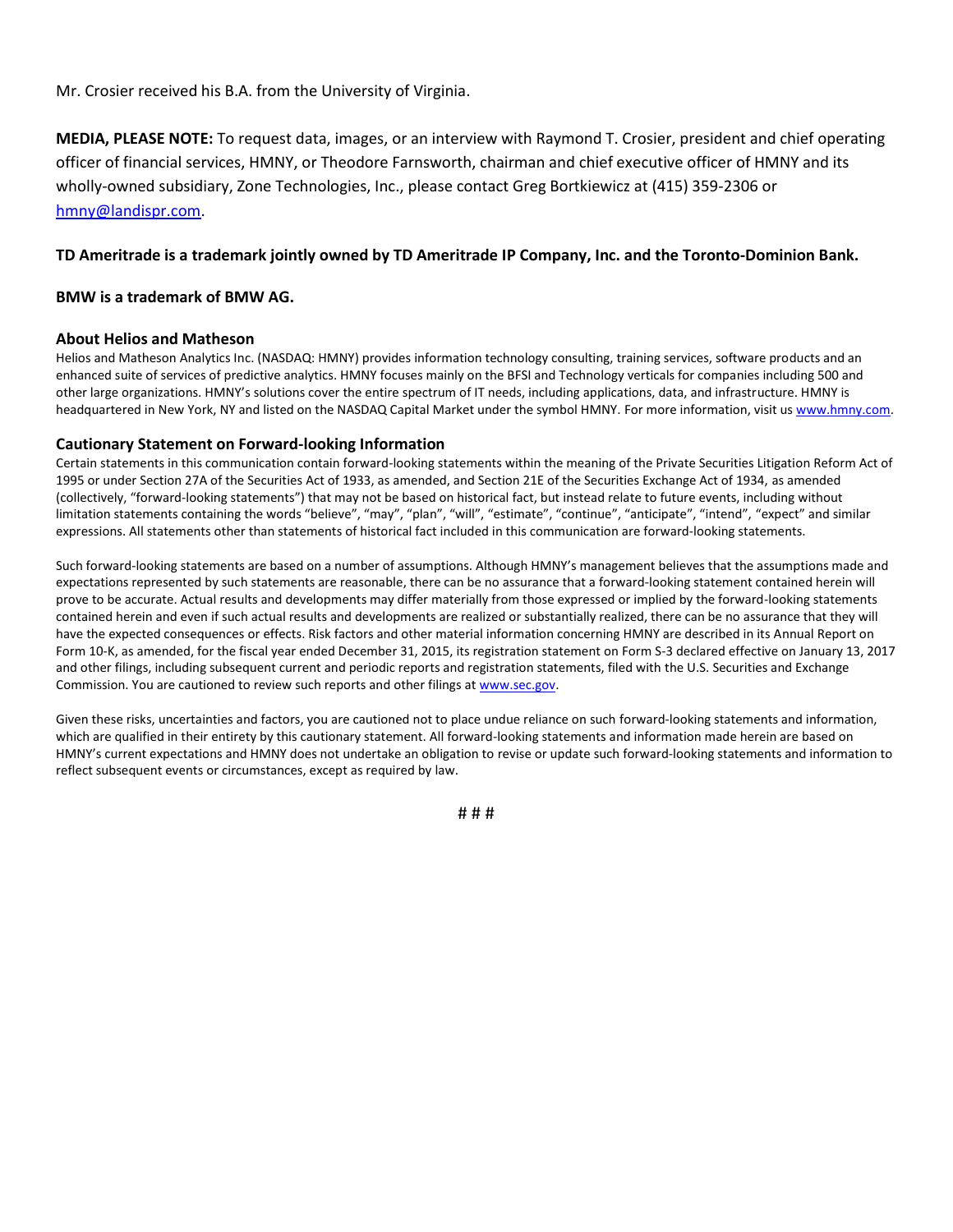Mr. Crosier received his B.A. from the University of Virginia.

**MEDIA, PLEASE NOTE:** To request data, images, or an interview with Raymond T. Crosier, president and chief operating officer of financial services, HMNY, or Theodore Farnsworth, chairman and chief executive officer of HMNY and its wholly-owned subsidiary, Zone Technologies, Inc., please contact Greg Bortkiewicz at (415) 359-2306 or hmny@landispr.com.

**TD Ameritrade is a trademark jointly owned by TD Ameritrade IP Company, Inc. and the Toronto-Dominion Bank.**

**BMW is a trademark of BMW AG.**

### About Helios and Matheson

Helios and Matheson Analytics Inc. (NASDAQ: HMNY) provides information technology consulting, training services, software products and an enhanced suite of services of predictive analytics. HMNY focuses mainly on the BFSI and Technology verticals for companies including 500 and other large organizations. HMNY's solutions cover the entire spectrum of IT needs, including applications, data, and infrastructure. HMNY is headquartered in New York, NY and listed on the NASDAQ Capital Market under the symbol HMNY. For more information, visit us www.hmny.com.

### Cautionary Statement on Forward-looking Information

Certain statements in this communication contain forward-looking statements within the meaning of the Private Securities Litigation Reform Act of 1995 or under Section 27A of the Securities Act of 1933, as amended, and Section 21E of the Securities Exchange Act of 1934, as amended (collectively, "forward-looking statements") that may not be based on historical fact, but instead relate to future events, including without limitation statements containing the words "believe", "may", "plan", "will", "estimate", "continue", "anticipate", "intend", "expect" and similar expressions. All statements other than statements of historical fact included in this communication are forward-looking statements.

Such forward-looking statements are based on a number of assumptions. Although HMNY's management believes that the assumptions made and expectations represented by such statements are reasonable, there can be no assurance that a forward-looking statement contained herein will prove to be accurate. Actual results and developments may differ materially from those expressed or implied by the forward-looking statements contained herein and even if such actual results and developments are realized or substantially realized, there can be no assurance that they will have the expected consequences or effects. Risk factors and other material information concerning HMNY are described in its Annual Report on Form 10-K, as amended, for the fiscal year ended December 31, 2015, its registration statement on Form S-3 declared effective on January 13, 2017 and other filings, including subsequent current and periodic reports and registration statements, filed with the U.S. Securities and Exchange Commission. You are cautioned to review such reports and other filings at www.sec.gov.

Given these risks, uncertainties and factors, you are cautioned not to place undue reliance on such forward-looking statements and information, which are qualified in their entirety by this cautionary statement. All forward-looking statements and information made herein are based on HMNY's current expectations and HMNY does not undertake an obligation to revise or update such forward-looking statements and information to reflect subsequent events or circumstances, except as required by law.

# # #